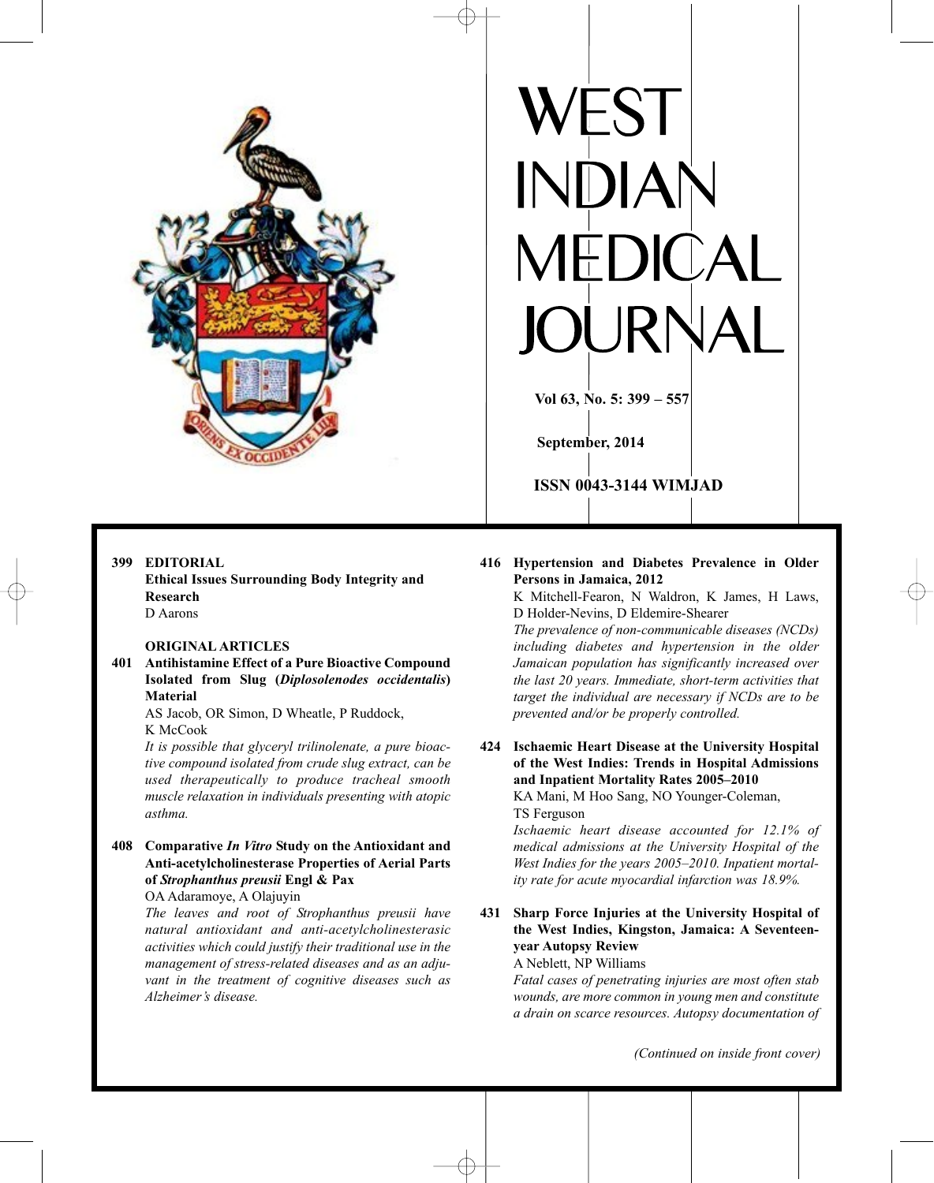# WEST INDIAN MEDICAL JOURNAL

**Vol 63, No. 5: 399 – 557**

**September, 2014**

**ISSN 0043-3144 WIMJAD**

**399 EDITORIAL**
**Ethical Issues Surrounding Body Integrity and Research**
D Aarons

**ORIGINAL ARTICLES**

**401 Antihistamine Effect of a Pure Bioactive Compound Isolated from Slug (*Diplosolenodes occidentalis*) Material**
AS Jacob, OR Simon, D Wheatle, P Ruddock, K McCook
*It is possible that glyceryl trilinolenate, a pure bioactive compound isolated from crude slug extract, can be used therapeutically to produce tracheal smooth muscle relaxation in individuals presenting with atopic asthma.*

**408 Comparative *In Vitro* Study on the Antioxidant and Anti-acetylcholinesterase Properties of Aerial Parts of *Strophanthus preusii* Engl & Pax**
OA Adaramoye, A Olajuyin
*The leaves and root of Strophanthus preusii have natural antioxidant and anti-acetylcholinesterasic activities which could justify their traditional use in the management of stress-related diseases and as an adjuvant in the treatment of cognitive diseases such as Alzheimer's disease.*

**416 Hypertension and Diabetes Prevalence in Older Persons in Jamaica, 2012**
K Mitchell-Fearon, N Waldron, K James, H Laws, D Holder-Nevins, D Eldemire-Shearer
*The prevalence of non-communicable diseases (NCDs) including diabetes and hypertension in the older Jamaican population has significantly increased over the last 20 years. Immediate, short-term activities that target the individual are necessary if NCDs are to be prevented and/or be properly controlled.*

**424 Ischaemic Heart Disease at the University Hospital of the West Indies: Trends in Hospital Admissions and Inpatient Mortality Rates 2005–2010**
KA Mani, M Hoo Sang, NO Younger-Coleman, TS Ferguson
*Ischaemic heart disease accounted for 12.1% of medical admissions at the University Hospital of the West Indies for the years 2005–2010. Inpatient mortality rate for acute myocardial infarction was 18.9%.*

**431 Sharp Force Injuries at the University Hospital of the West Indies, Kingston, Jamaica: A Seventeen-year Autopsy Review**
A Neblett, NP Williams
*Fatal cases of penetrating injuries are most often stab wounds, are more common in young men and constitute a drain on scarce resources. Autopsy documentation of*

*(Continued on inside front cover)*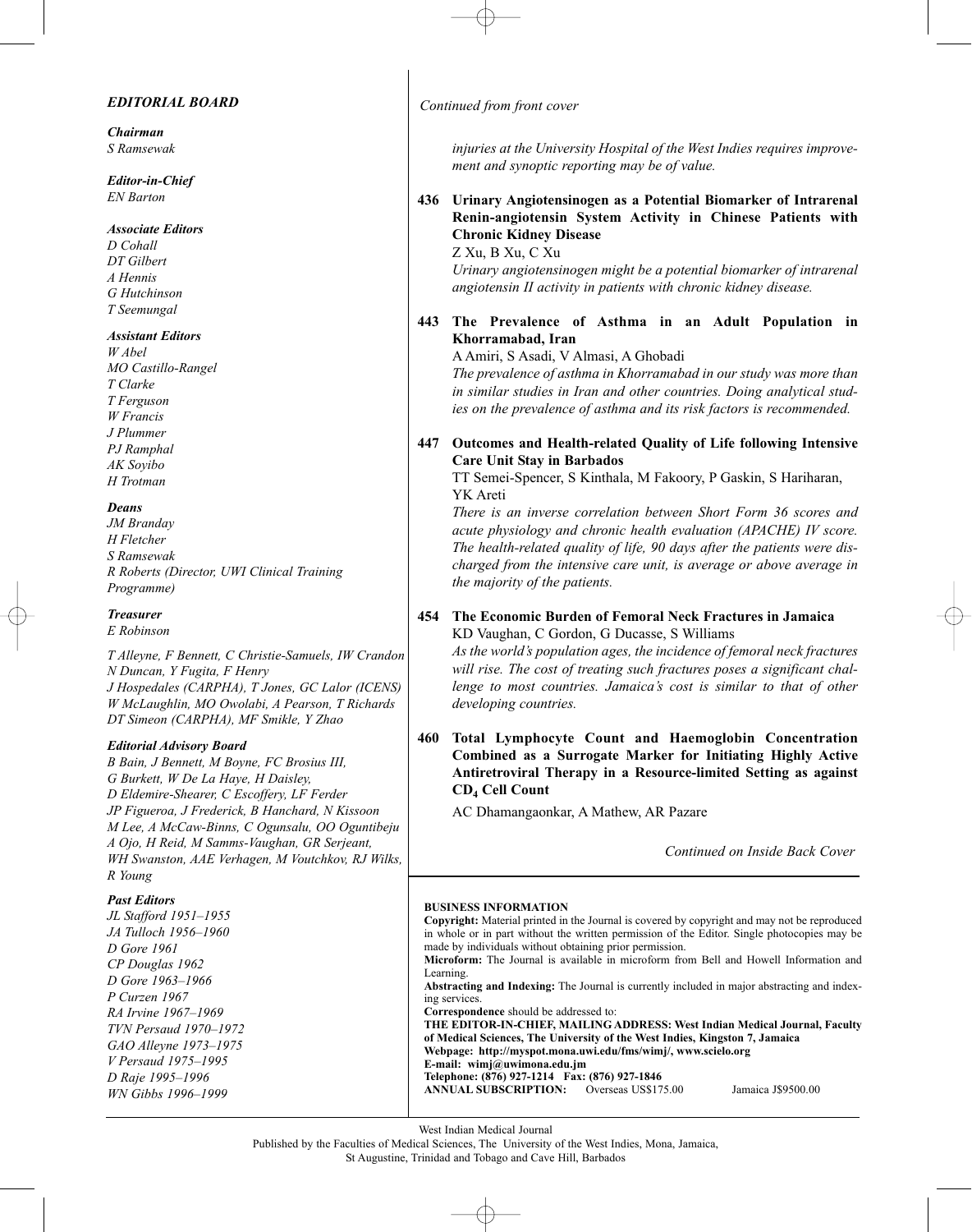## *EDITORIAL BOARD*

***Chairman***
*S Ramsewak*

***Editor-in-Chief***
*EN Barton*

***Associate Editors***
*D Cohall*
*DT Gilbert*
*A Hennis*
*G Hutchinson*
*T Seemungal*

***Assistant Editors***
*W Abel*
*MO Castillo-Rangel*
*T Clarke*
*T Ferguson*
*W Francis*
*J Plummer*
*PJ Ramphal*
*AK Soyibo*
*H Trotman*

***Deans***
*JM Branday*
*H Fletcher*
*S Ramsewak*
*R Roberts (Director, UWI Clinical Training Programme)*

***Treasurer***
*E Robinson*

*T Alleyne, F Bennett, C Christie-Samuels, IW Crandon*
*N Duncan, Y Fugita, F Henry*
*J Hospedales (CARPHA), T Jones, GC Lalor (ICENS)*
*W McLaughlin, MO Owolabi, A Pearson, T Richards*
*DT Simeon (CARPHA), MF Smikle, Y Zhao*

***Editorial Advisory Board***
*B Bain, J Bennett, M Boyne, FC Brosius III,*
*G Burkett, W De La Haye, H Daisley,*
*D Eldemire-Shearer, C Escoffery, LF Ferder*
*JP Figueroa, J Frederick, B Hanchard, N Kissoon*
*M Lee, A McCaw-Binns, C Ogunsalu, OO Oguntibeju*
*A Ojo, H Reid, M Samms-Vaughan, GR Serjeant,*
*WH Swanston, AAE Verhagen, M Voutchkov, RJ Wilks,*
*R Young*

***Past Editors***
*JL Stafford 1951–1955*
*JA Tulloch 1956–1960*
*D Gore 1961*
*CP Douglas 1962*
*D Gore 1963–1966*
*P Curzen 1967*
*RA Irvine 1967–1969*
*TVN Persaud 1970–1972*
*GAO Alleyne 1973–1975*
*V Persaud 1975–1995*
*D Raje 1995–1996*
*WN Gibbs 1996–1999*

*Continued from front cover*

*injuries at the University Hospital of the West Indies requires improvement and synoptic reporting may be of value.*

**436 Urinary Angiotensinogen as a Potential Biomarker of Intrarenal Renin-angiotensin System Activity in Chinese Patients with Chronic Kidney Disease**
Z Xu, B Xu, C Xu
*Urinary angiotensinogen might be a potential biomarker of intrarenal angiotensin II activity in patients with chronic kidney disease.*

**443 The Prevalence of Asthma in an Adult Population in Khorramabad, Iran**
A Amiri, S Asadi, V Almasi, A Ghobadi
*The prevalence of asthma in Khorramabad in our study was more than in similar studies in Iran and other countries. Doing analytical studies on the prevalence of asthma and its risk factors is recommended.*

**447 Outcomes and Health-related Quality of Life following Intensive Care Unit Stay in Barbados**
TT Semei-Spencer, S Kinthala, M Fakoory, P Gaskin, S Hariharan, YK Areti
*There is an inverse correlation between Short Form 36 scores and acute physiology and chronic health evaluation (APACHE) IV score. The health-related quality of life, 90 days after the patients were discharged from the intensive care unit, is average or above average in the majority of the patients.*

**454 The Economic Burden of Femoral Neck Fractures in Jamaica**
KD Vaughan, C Gordon, G Ducasse, S Williams
*As the world's population ages, the incidence of femoral neck fractures will rise. The cost of treating such fractures poses a significant challenge to most countries. Jamaica's cost is similar to that of other developing countries.*

**460 Total Lymphocyte Count and Haemoglobin Concentration Combined as a Surrogate Marker for Initiating Highly Active Antiretroviral Therapy in a Resource-limited Setting as against $CD_4$ Cell Count**
AC Dhamangaonkar, A Mathew, AR Pazare

*Continued on Inside Back Cover*

**BUSINESS INFORMATION**
**Copyright:** Material printed in the Journal is covered by copyright and may not be reproduced in whole or in part without the written permission of the Editor. Single photocopies may be made by individuals without obtaining prior permission.
**Microform:** The Journal is available in microform from Bell and Howell Information and Learning.
**Abstracting and Indexing:** The Journal is currently included in major abstracting and indexing services.
**Correspondence** should be addressed to:
**THE EDITOR-IN-CHIEF, MAILING ADDRESS: West Indian Medical Journal, Faculty of Medical Sciences, The University of the West Indies, Kingston 7, Jamaica**
**Webpage: http://myspot.mona.uwi.edu/fms/wimj/, www.scielo.org**
**E-mail: wimj@uwimona.edu.jm**
**Telephone: (876) 927-1214 Fax: (876) 927-1846**
**ANNUAL SUBSCRIPTION:** Overseas US$175.00 Jamaica J$9500.00

West Indian Medical Journal
Published by the Faculties of Medical Sciences, The University of the West Indies, Mona, Jamaica, St Augustine, Trinidad and Tobago and Cave Hill, Barbados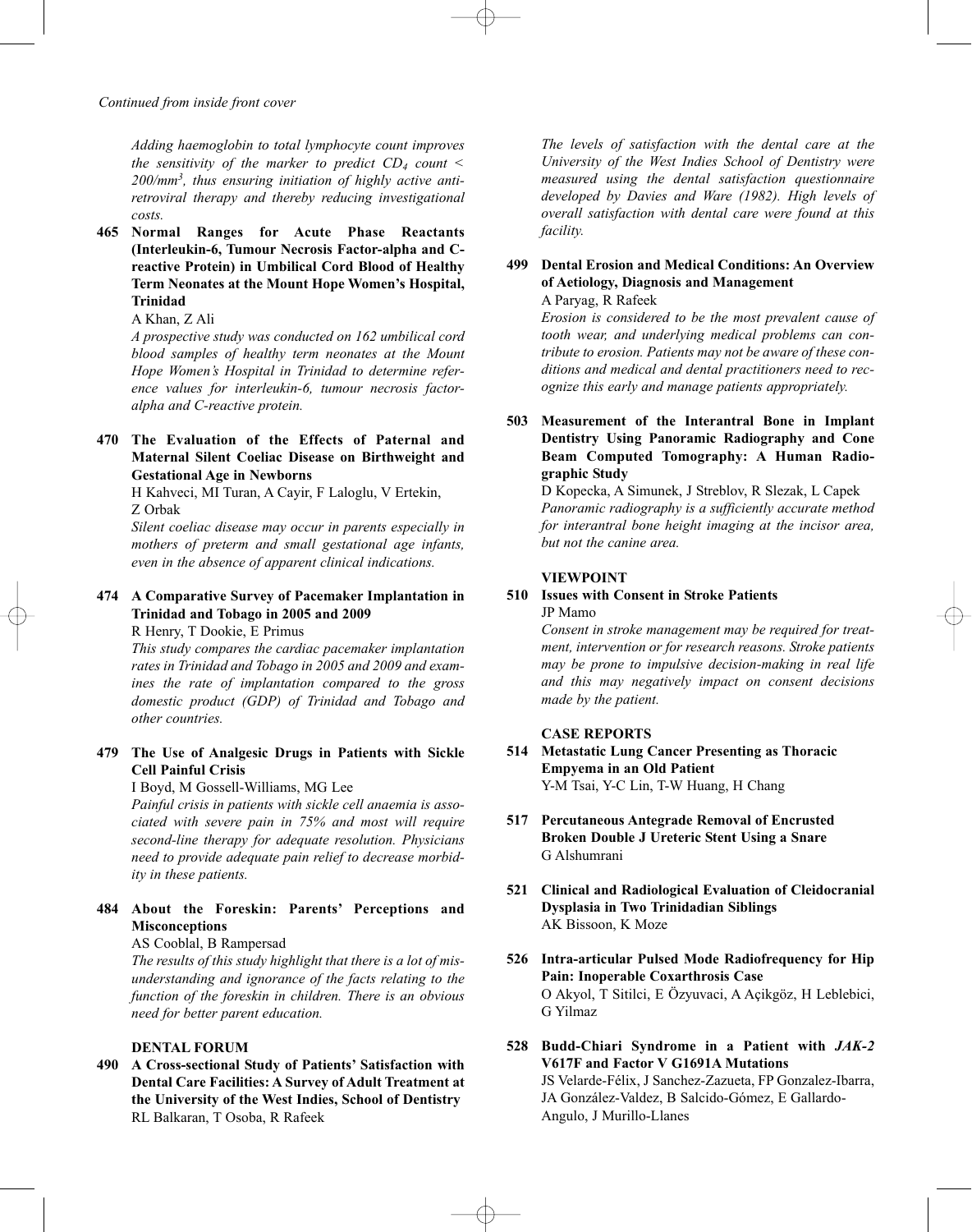*Continued from inside front cover*

*Adding haemoglobin to total lymphocyte count improves the sensitivity of the marker to predict $CD_4$ count < 200/mm$^3$, thus ensuring initiation of highly active anti-retroviral therapy and thereby reducing investigational costs.*

**465 Normal Ranges for Acute Phase Reactants (Interleukin-6, Tumour Necrosis Factor-alpha and C-reactive Protein) in Umbilical Cord Blood of Healthy Term Neonates at the Mount Hope Women's Hospital, Trinidad**

A Khan, Z Ali

*A prospective study was conducted on 162 umbilical cord blood samples of healthy term neonates at the Mount Hope Women's Hospital in Trinidad to determine reference values for interleukin-6, tumour necrosis factor-alpha and C-reactive protein.*

**470 The Evaluation of the Effects of Paternal and Maternal Silent Coeliac Disease on Birthweight and Gestational Age in Newborns**

H Kahveci, MI Turan, A Cayir, F Laloglu, V Ertekin, Z Orbak

*Silent coeliac disease may occur in parents especially in mothers of preterm and small gestational age infants, even in the absence of apparent clinical indications.*

**474 A Comparative Survey of Pacemaker Implantation in Trinidad and Tobago in 2005 and 2009**

R Henry, T Dookie, E Primus

*This study compares the cardiac pacemaker implantation rates in Trinidad and Tobago in 2005 and 2009 and examines the rate of implantation compared to the gross domestic product (GDP) of Trinidad and Tobago and other countries.*

**479 The Use of Analgesic Drugs in Patients with Sickle Cell Painful Crisis**

I Boyd, M Gossell-Williams, MG Lee

*Painful crisis in patients with sickle cell anaemia is associated with severe pain in 75% and most will require second-line therapy for adequate resolution. Physicians need to provide adequate pain relief to decrease morbidity in these patients.*

**484 About the Foreskin: Parents' Perceptions and Misconceptions**

AS Cooblal, B Rampersad

*The results of this study highlight that there is a lot of misunderstanding and ignorance of the facts relating to the function of the foreskin in children. There is an obvious need for better parent education.*

## DENTAL FORUM

**490 A Cross-sectional Study of Patients' Satisfaction with Dental Care Facilities: A Survey of Adult Treatment at the University of the West Indies, School of Dentistry**

RL Balkaran, T Osoba, R Rafeek

*The levels of satisfaction with the dental care at the University of the West Indies School of Dentistry were measured using the dental satisfaction questionnaire developed by Davies and Ware (1982). High levels of overall satisfaction with dental care were found at this facility.*

**499 Dental Erosion and Medical Conditions: An Overview of Aetiology, Diagnosis and Management**

A Paryag, R Rafeek

*Erosion is considered to be the most prevalent cause of tooth wear, and underlying medical problems can contribute to erosion. Patients may not be aware of these conditions and medical and dental practitioners need to recognize this early and manage patients appropriately.*

**503 Measurement of the Interantral Bone in Implant Dentistry Using Panoramic Radiography and Cone Beam Computed Tomography: A Human Radiographic Study**

D Kopecka, A Simunek, J Streblov, R Slezak, L Capek

*Panoramic radiography is a sufficiently accurate method for interantral bone height imaging at the incisor area, but not the canine area.*

## VIEWPOINT

**510 Issues with Consent in Stroke Patients**

JP Mamo

*Consent in stroke management may be required for treatment, intervention or for research reasons. Stroke patients may be prone to impulsive decision-making in real life and this may negatively impact on consent decisions made by the patient.*

## CASE REPORTS

**514 Metastatic Lung Cancer Presenting as Thoracic Empyema in an Old Patient**

Y-M Tsai, Y-C Lin, T-W Huang, H Chang

**517 Percutaneous Antegrade Removal of Encrusted Broken Double J Ureteric Stent Using a Snare**

G Alshumrani

**521 Clinical and Radiological Evaluation of Cleidocranial Dysplasia in Two Trinidadian Siblings**

AK Bissoon, K Moze

**526 Intra-articular Pulsed Mode Radiofrequency for Hip Pain: Inoperable Coxarthrosis Case**

O Akyol, T Sitilci, E Özyuvaci, A Açikgöz, H Leblebici, G Yilmaz

**528 Budd-Chiari Syndrome in a Patient with *JAK-2* V617F and Factor V G1691A Mutations**

JS Velarde-Félix, J Sanchez-Zazueta, FP Gonzalez-Ibarra, JA González-Valdez, B Salcido-Gómez, E Gallardo-Angulo, J Murillo-Llanes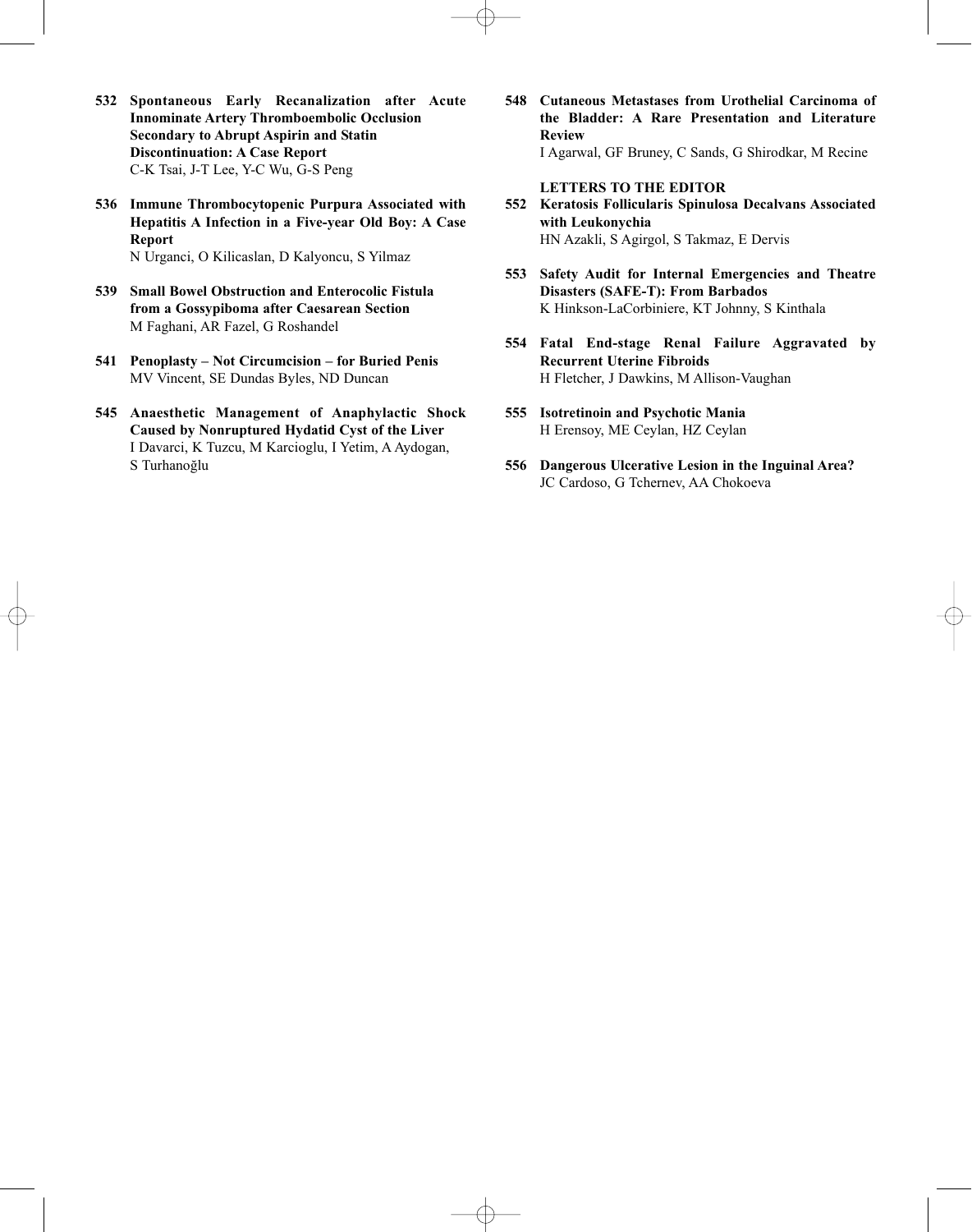**532 Spontaneous Early Recanalization after Acute Innominate Artery Thromboembolic Occlusion Secondary to Abrupt Aspirin and Statin Discontinuation: A Case Report**
C-K Tsai, J-T Lee, Y-C Wu, G-S Peng

**536 Immune Thrombocytopenic Purpura Associated with Hepatitis A Infection in a Five-year Old Boy: A Case Report**
N Urganci, O Kilicaslan, D Kalyoncu, S Yilmaz

**539 Small Bowel Obstruction and Enterocolic Fistula from a Gossypiboma after Caesarean Section**
M Faghani, AR Fazel, G Roshandel

**541 Penoplasty – Not Circumcision – for Buried Penis**
MV Vincent, SE Dundas Byles, ND Duncan

**545 Anaesthetic Management of Anaphylactic Shock Caused by Nonruptured Hydatid Cyst of the Liver**
I Davarci, K Tuzcu, M Karcioglu, I Yetim, A Aydogan, S Turhanoğlu

**548 Cutaneous Metastases from Urothelial Carcinoma of the Bladder: A Rare Presentation and Literature Review**
I Agarwal, GF Bruney, C Sands, G Shirodkar, M Recine

**LETTERS TO THE EDITOR**

**552 Keratosis Follicularis Spinulosa Decalvans Associated with Leukonychia**
HN Azakli, S Agirgol, S Takmaz, E Dervis

**553 Safety Audit for Internal Emergencies and Theatre Disasters (SAFE-T): From Barbados**
K Hinkson-LaCorbiniere, KT Johnny, S Kinthala

**554 Fatal End-stage Renal Failure Aggravated by Recurrent Uterine Fibroids**
H Fletcher, J Dawkins, M Allison-Vaughan

**555 Isotretinoin and Psychotic Mania**
H Erensoy, ME Ceylan, HZ Ceylan

**556 Dangerous Ulcerative Lesion in the Inguinal Area?**
JC Cardoso, G Tchernev, AA Chokoeva